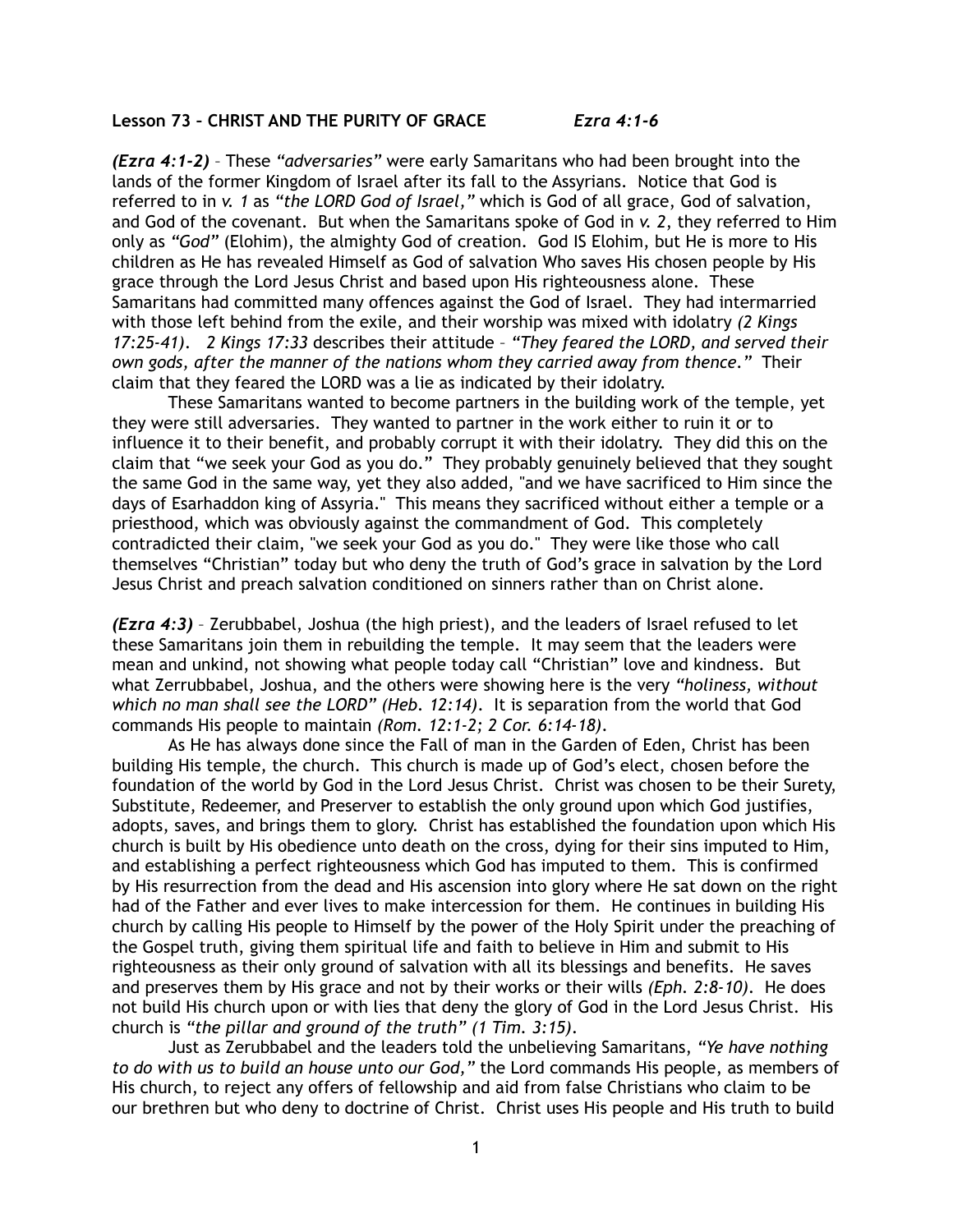**Lesson 73 – CHRIST AND THE PURITY OF GRACE** *Ezra 4:1-6*

***(Ezra 4:1-2)*** – These *"adversaries"* were early Samaritans who had been brought into the lands of the former Kingdom of Israel after its fall to the Assyrians. Notice that God is referred to in *v. 1* as *"the LORD God of Israel,"* which is God of all grace, God of salvation, and God of the covenant. But when the Samaritans spoke of God in *v. 2*, they referred to Him only as *"God"* (Elohim), the almighty God of creation. God IS Elohim, but He is more to His children as He has revealed Himself as God of salvation Who saves His chosen people by His grace through the Lord Jesus Christ and based upon His righteousness alone. These Samaritans had committed many offences against the God of Israel. They had intermarried with those left behind from the exile, and their worship was mixed with idolatry *(2 Kings 17:25-41)*. *2 Kings 17:33* describes their attitude – *"They feared the LORD, and served their own gods, after the manner of the nations whom they carried away from thence."* Their claim that they feared the LORD was a lie as indicated by their idolatry.

These Samaritans wanted to become partners in the building work of the temple, yet they were still adversaries. They wanted to partner in the work either to ruin it or to influence it to their benefit, and probably corrupt it with their idolatry. They did this on the claim that "we seek your God as you do." They probably genuinely believed that they sought the same God in the same way, yet they also added, "and we have sacrificed to Him since the days of Esarhaddon king of Assyria." This means they sacrificed without either a temple or a priesthood, which was obviously against the commandment of God. This completely contradicted their claim, "we seek your God as you do." They were like those who call themselves "Christian" today but who deny the truth of God's grace in salvation by the Lord Jesus Christ and preach salvation conditioned on sinners rather than on Christ alone.

***(Ezra 4:3)*** – Zerubbabel, Joshua (the high priest), and the leaders of Israel refused to let these Samaritans join them in rebuilding the temple. It may seem that the leaders were mean and unkind, not showing what people today call "Christian" love and kindness. But what Zerrubbabel, Joshua, and the others were showing here is the very *"holiness, without which no man shall see the LORD" (Heb. 12:14)*. It is separation from the world that God commands His people to maintain *(Rom. 12:1-2; 2 Cor. 6:14-18)*.

As He has always done since the Fall of man in the Garden of Eden, Christ has been building His temple, the church. This church is made up of God's elect, chosen before the foundation of the world by God in the Lord Jesus Christ. Christ was chosen to be their Surety, Substitute, Redeemer, and Preserver to establish the only ground upon which God justifies, adopts, saves, and brings them to glory. Christ has established the foundation upon which His church is built by His obedience unto death on the cross, dying for their sins imputed to Him, and establishing a perfect righteousness which God has imputed to them. This is confirmed by His resurrection from the dead and His ascension into glory where He sat down on the right had of the Father and ever lives to make intercession for them. He continues in building His church by calling His people to Himself by the power of the Holy Spirit under the preaching of the Gospel truth, giving them spiritual life and faith to believe in Him and submit to His righteousness as their only ground of salvation with all its blessings and benefits. He saves and preserves them by His grace and not by their works or their wills *(Eph. 2:8-10)*. He does not build His church upon or with lies that deny the glory of God in the Lord Jesus Christ. His church is *"the pillar and ground of the truth" (1 Tim. 3:15)*.

Just as Zerubbabel and the leaders told the unbelieving Samaritans, *"Ye have nothing to do with us to build an house unto our God,"* the Lord commands His people, as members of His church, to reject any offers of fellowship and aid from false Christians who claim to be our brethren but who deny to doctrine of Christ. Christ uses His people and His truth to build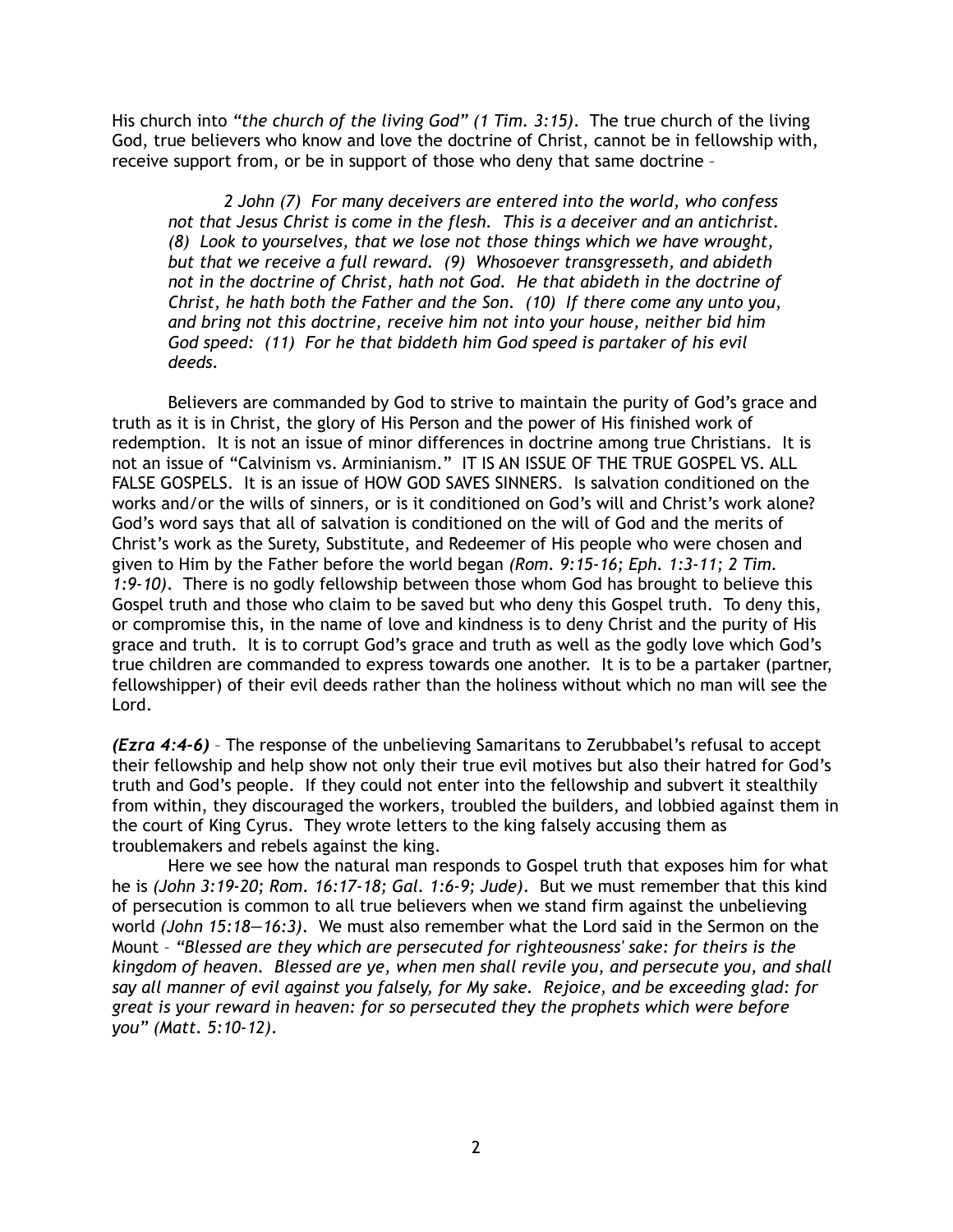His church into "*the church of the living God*" *(1 Tim. 3:15)*. The true church of the living God, true believers who know and love the doctrine of Christ, cannot be in fellowship with, receive support from, or be in support of those who deny that same doctrine –

> *2 John (7) For many deceivers are entered into the world, who confess not that Jesus Christ is come in the flesh. This is a deceiver and an antichrist. (8) Look to yourselves, that we lose not those things which we have wrought, but that we receive a full reward. (9) Whosoever transgresseth, and abideth not in the doctrine of Christ, hath not God. He that abideth in the doctrine of Christ, he hath both the Father and the Son. (10) If there come any unto you, and bring not this doctrine, receive him not into your house, neither bid him God speed: (11) For he that biddeth him God speed is partaker of his evil deeds.*

Believers are commanded by God to strive to maintain the purity of God's grace and truth as it is in Christ, the glory of His Person and the power of His finished work of redemption. It is not an issue of minor differences in doctrine among true Christians. It is not an issue of "Calvinism vs. Arminianism." IT IS AN ISSUE OF THE TRUE GOSPEL VS. ALL FALSE GOSPELS. It is an issue of HOW GOD SAVES SINNERS. Is salvation conditioned on the works and/or the wills of sinners, or is it conditioned on God's will and Christ's work alone? God's word says that all of salvation is conditioned on the will of God and the merits of Christ's work as the Surety, Substitute, and Redeemer of His people who were chosen and given to Him by the Father before the world began *(Rom. 9:15-16; Eph. 1:3-11; 2 Tim. 1:9-10)*. There is no godly fellowship between those whom God has brought to believe this Gospel truth and those who claim to be saved but who deny this Gospel truth. To deny this, or compromise this, in the name of love and kindness is to deny Christ and the purity of His grace and truth. It is to corrupt God's grace and truth as well as the godly love which God's true children are commanded to express towards one another. It is to be a partaker (partner, fellowshipper) of their evil deeds rather than the holiness without which no man will see the Lord.

***(Ezra 4:4-6)*** – The response of the unbelieving Samaritans to Zerubbabel's refusal to accept their fellowship and help show not only their true evil motives but also their hatred for God's truth and God's people. If they could not enter into the fellowship and subvert it stealthily from within, they discouraged the workers, troubled the builders, and lobbied against them in the court of King Cyrus. They wrote letters to the king falsely accusing them as troublemakers and rebels against the king.

Here we see how the natural man responds to Gospel truth that exposes him for what he is *(John 3:19-20; Rom. 16:17-18; Gal. 1:6-9; Jude)*. But we must remember that this kind of persecution is common to all true believers when we stand firm against the unbelieving world *(John 15:18—16:3)*. We must also remember what the Lord said in the Sermon on the Mount – *"Blessed are they which are persecuted for righteousness' sake: for theirs is the kingdom of heaven. Blessed are ye, when men shall revile you, and persecute you, and shall say all manner of evil against you falsely, for My sake. Rejoice, and be exceeding glad: for great is your reward in heaven: for so persecuted they the prophets which were before you" (Matt. 5:10-12).*